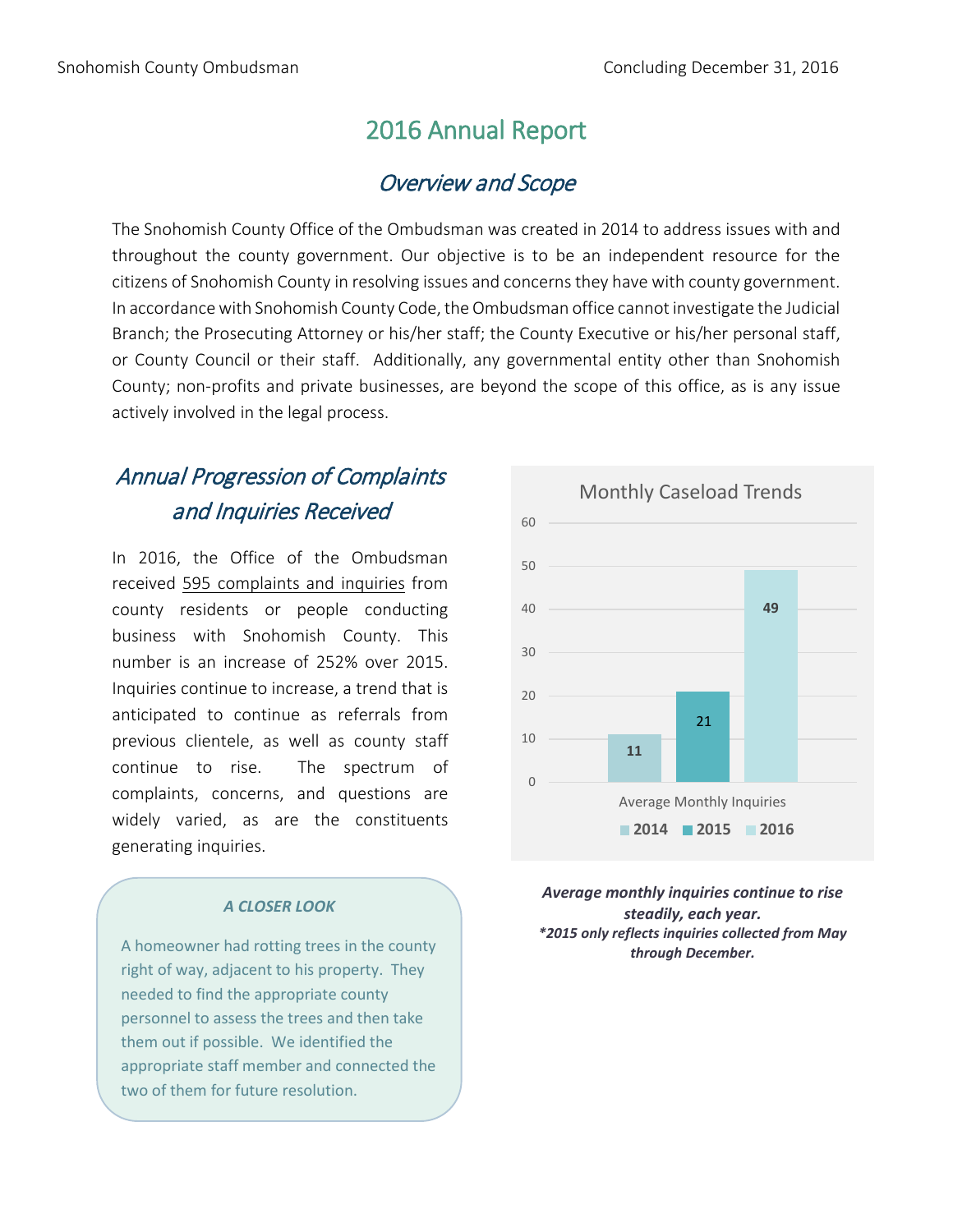# 2016 Annual Report

## *Overview and Scope*

The Snohomish County Office of the Ombudsman was created in 2014 to address issues with and throughout the county government. Our objective is to be an independent resource for the citizens of Snohomish County in resolving issues and concerns they have with county government. In accordance with Snohomish County Code, the Ombudsman office cannot investigate the Judicial Branch; the Prosecuting Attorney or his/her staff; the County Executive or his/her personal staff, or County Council or their staff. Additionally, any governmental entity other than Snohomish County; non-profits and private businesses, are beyond the scope of this office, as is any issue actively involved in the legal process.

## *Annual Progression of Complaints and Inquiries Received*

In 2016, the Office of the Ombudsman received 595 complaints and inquiries from county residents or people conducting business with Snohomish County. This number is an increase of 252% over 2015. Inquiries continue to increase, a trend that is anticipated to continue as referrals from previous clientele, as well as county staff continue to rise. The spectrum of complaints, concerns, and questions are widely varied, as are the constituents generating inquiries.

**Monthly Caseload Trends**

| Average Monthly Inquiries | 2014 | 2015 | 2016 |
|---|---|---|---|
| | 11 | 21 | 49 |

***Average monthly inquiries continue to rise steadily, each year.***
***\*2015 only reflects inquiries collected from May through December.***

> ***A CLOSER LOOK***
>
> A homeowner had rotting trees in the county right of way, adjacent to his property. They needed to find the appropriate county personnel to assess the trees and then take them out if possible. We identified the appropriate staff member and connected the two of them for future resolution.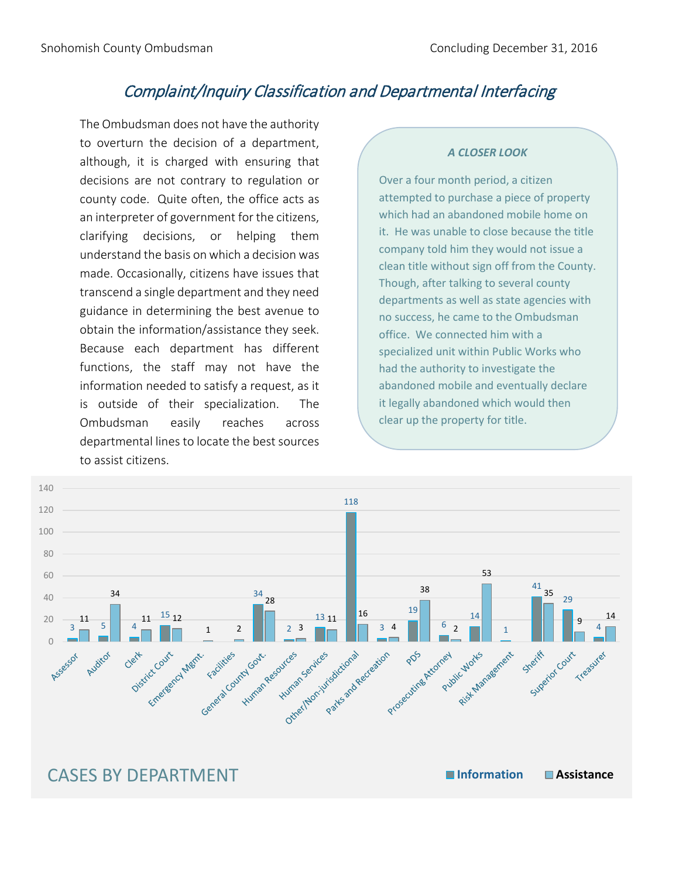## *Complaint/Inquiry Classification and Departmental Interfacing*

The Ombudsman does not have the authority to overturn the decision of a department, although, it is charged with ensuring that decisions are not contrary to regulation or county code. Quite often, the office acts as an interpreter of government for the citizens, clarifying decisions, or helping them understand the basis on which a decision was made. Occasionally, citizens have issues that transcend a single department and they need guidance in determining the best avenue to obtain the information/assistance they seek. Because each department has different functions, the staff may not have the information needed to satisfy a request, as it is outside of their specialization. The Ombudsman easily reaches across departmental lines to locate the best sources to assist citizens.

### *A CLOSER LOOK*

Over a four month period, a citizen attempted to purchase a piece of property which had an abandoned mobile home on it. He was unable to close because the title company told him they would not issue a clean title without sign off from the County. Though, after talking to several county departments as well as state agencies with no success, he came to the Ombudsman office. We connected him with a specialized unit within Public Works who had the authority to investigate the abandoned mobile and eventually declare it legally abandoned which would then clear up the property for title.

## CASES BY DEPARTMENT

| Department | Information | Assistance |
|---|---|---|
| Assessor | 3 | 11 |
| Auditor | 5 | 34 |
| Clerk | 4 | 11 |
| District Court | 15 | 12 |
| Emergency Mgmt. | | 1 |
| Facilities | | 2 |
| General County Govt. | 34 | 28 |
| Human Resources | 2 | 3 |
| Human Services | 13 | 11 |
| Other/Non-jurisdictional | 118 | 16 |
| Parks and Recreation | 3 | 4 |
| PDS | 19 | 38 |
| Prosecuting Attorney | 6 | 2 |
| Public Works | 14 | 53 |
| Risk Management | 1 | |
| Sheriff | 41 | 35 |
| Superior Court | 29 | 9 |
| Treasurer | 4 | 14 |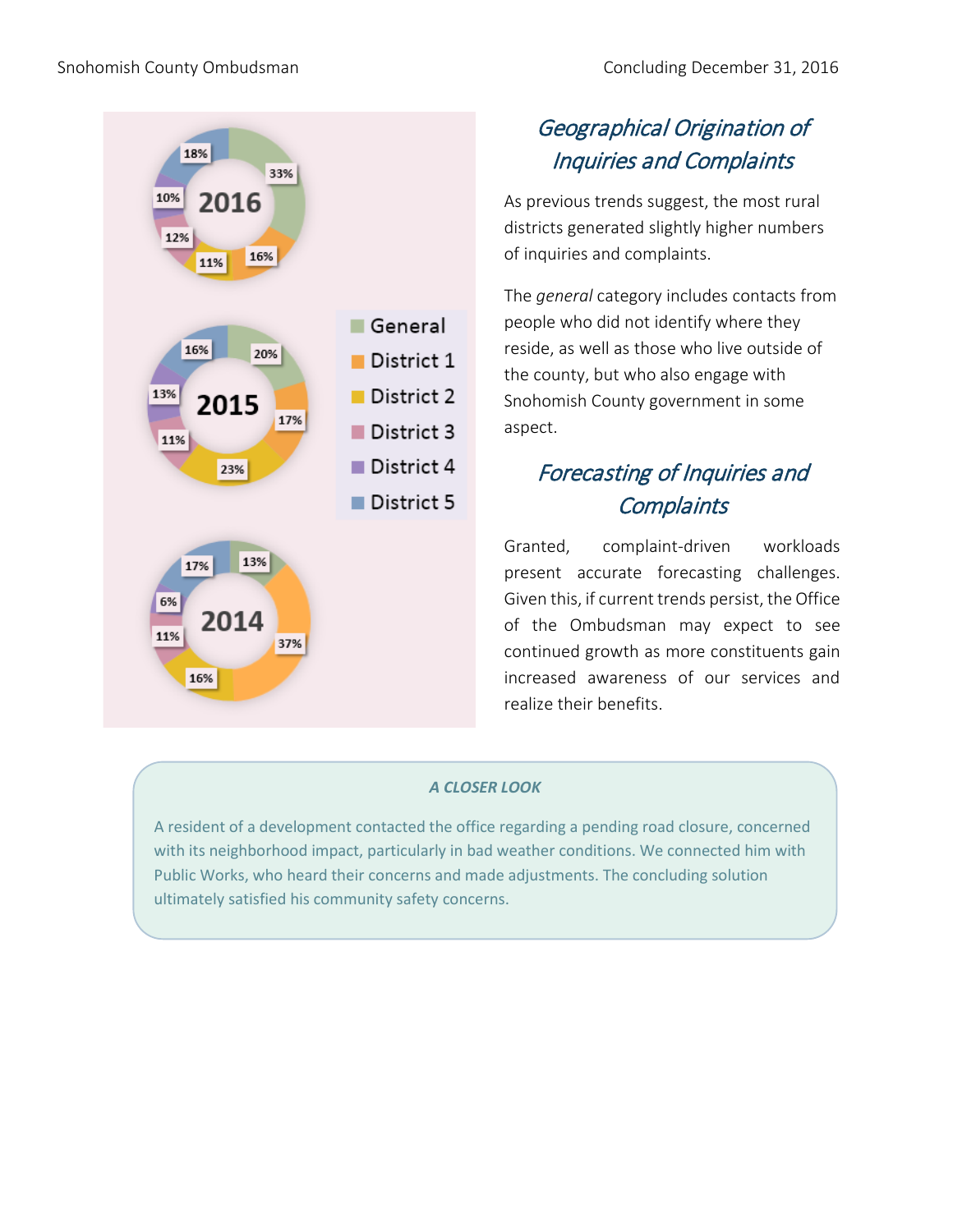| Year | General | District 1 | District 2 | District 3 | District 4 | District 5 |
|---|---|---|---|---|---|---|
| 2016 | 33% | 16% | 11% | 12% | 10% | 18% |
| 2015 | 20% | 17% | 23% | 11% | 13% | 16% |
| 2014 | 13% | 37% | 16% | 11% | 6% | 17% |

## *Geographical Origination of Inquiries and Complaints*

As previous trends suggest, the most rural districts generated slightly higher numbers of inquiries and complaints.

The *general* category includes contacts from people who did not identify where they reside, as well as those who live outside of the county, but who also engage with Snohomish County government in some aspect.

## *Forecasting of Inquiries and Complaints*

Granted, complaint-driven workloads present accurate forecasting challenges. Given this, if current trends persist, the Office of the Ombudsman may expect to see continued growth as more constituents gain increased awareness of our services and realize their benefits.

### *A CLOSER LOOK*

A resident of a development contacted the office regarding a pending road closure, concerned with its neighborhood impact, particularly in bad weather conditions. We connected him with Public Works, who heard their concerns and made adjustments. The concluding solution ultimately satisfied his community safety concerns.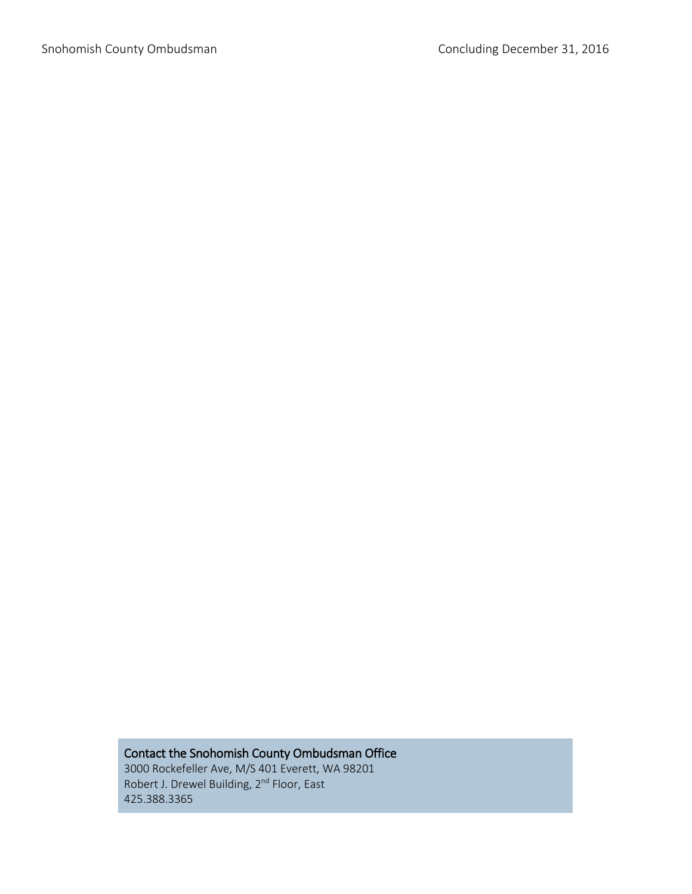**Contact the Snohomish County Ombudsman Office**

3000 Rockefeller Ave, M/S 401 Everett, WA 98201
Robert J. Drewel Building, 2nd Floor, East
425.388.3365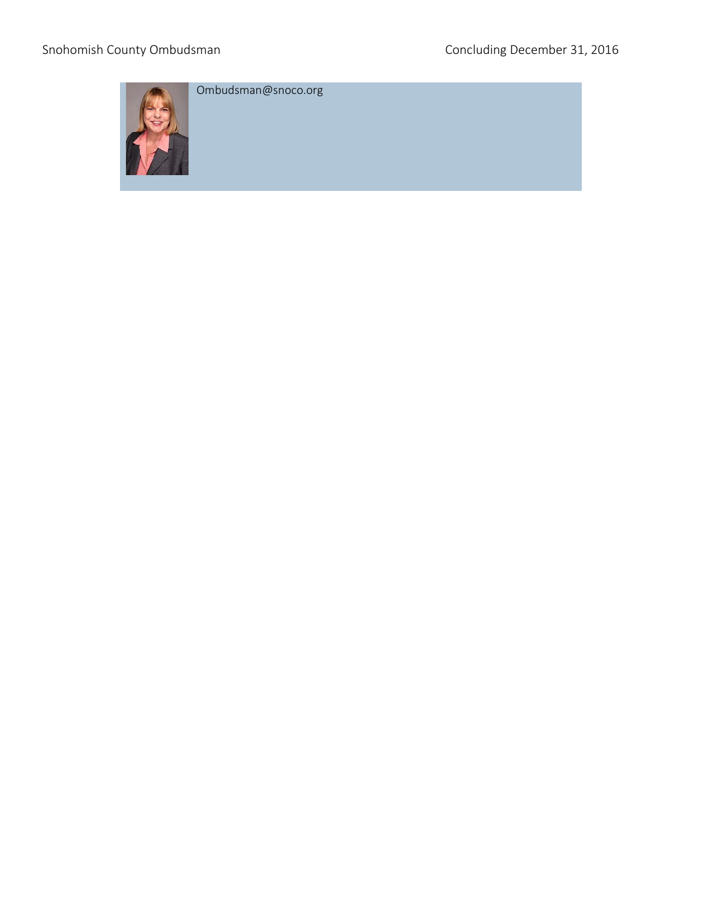Ombudsman@snoco.org